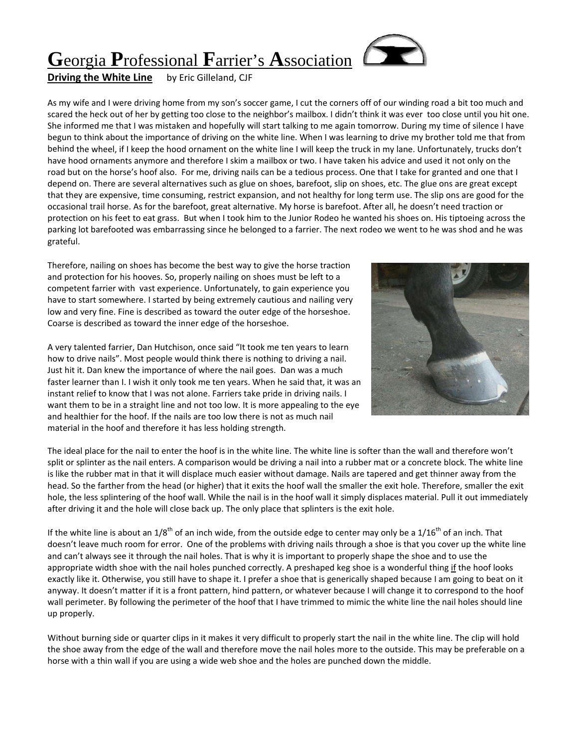# Georgia Professional Farrier's Association

**Driving the White Line** by Eric Gilleland, CJF

As my wife and I were driving home from my son's soccer game, I cut the corners off of our winding road a bit too much and scared the heck out of her by getting too close to the neighbor's mailbox. I didn't think it was ever too close until you hit one. She informed me that I was mistaken and hopefully will start talking to me again tomorrow. During my time of silence I have begun to think about the importance of driving on the white line. When I was learning to drive my brother told me that from behind the wheel, if I keep the hood ornament on the white line I will keep the truck in my lane. Unfortunately, trucks don't have hood ornaments anymore and therefore I skim a mailbox or two. I have taken his advice and used it not only on the road but on the horse's hoof also. For me, driving nails can be a tedious process. One that I take for granted and one that I depend on. There are several alternatives such as glue on shoes, barefoot, slip on shoes, etc. The glue ons are great except that they are expensive, time consuming, restrict expansion, and not healthy for long term use. The slip ons are good for the occasional trail horse. As for the barefoot, great alternative. My horse is barefoot. After all, he doesn't need traction or protection on his feet to eat grass. But when I took him to the Junior Rodeo he wanted his shoes on. His tiptoeing across the parking lot barefooted was embarrassing since he belonged to a farrier. The next rodeo we went to he was shod and he was grateful.

Therefore, nailing on shoes has become the best way to give the horse traction and protection for his hooves. So, properly nailing on shoes must be left to a competent farrier with vast experience. Unfortunately, to gain experience you have to start somewhere. I started by being extremely cautious and nailing very low and very fine. Fine is described as toward the outer edge of the horseshoe. Coarse is described as toward the inner edge of the horseshoe.

A very talented farrier, Dan Hutchison, once said "It took me ten years to learn how to drive nails". Most people would think there is nothing to driving a nail. Just hit it. Dan knew the importance of where the nail goes. Dan was a much faster learner than I. I wish it only took me ten years. When he said that, it was an instant relief to know that I was not alone. Farriers take pride in driving nails. I want them to be in a straight line and not too low. It is more appealing to the eye and healthier for the hoof. If the nails are too low there is not as much nail material in the hoof and therefore it has less holding strength.

The ideal place for the nail to enter the hoof is in the white line. The white line is softer than the wall and therefore won't split or splinter as the nail enters. A comparison would be driving a nail into a rubber mat or a concrete block. The white line is like the rubber mat in that it will displace much easier without damage. Nails are tapered and get thinner away from the head. So the farther from the head (or higher) that it exits the hoof wall the smaller the exit hole. Therefore, smaller the exit hole, the less splintering of the hoof wall. While the nail is in the hoof wall it simply displaces material. Pull it out immediately after driving it and the hole will close back up. The only place that splinters is the exit hole.

If the white line is about an 1/8$^{th}$ of an inch wide, from the outside edge to center may only be a 1/16$^{th}$ of an inch. That doesn't leave much room for error. One of the problems with driving nails through a shoe is that you cover up the white line and can't always see it through the nail holes. That is why it is important to properly shape the shoe and to use the appropriate width shoe with the nail holes punched correctly. A preshaped keg shoe is a wonderful thing <u>if</u> the hoof looks exactly like it. Otherwise, you still have to shape it. I prefer a shoe that is generically shaped because I am going to beat on it anyway. It doesn't matter if it is a front pattern, hind pattern, or whatever because I will change it to correspond to the hoof wall perimeter. By following the perimeter of the hoof that I have trimmed to mimic the white line the nail holes should line up properly.

Without burning side or quarter clips in it makes it very difficult to properly start the nail in the white line. The clip will hold the shoe away from the edge of the wall and therefore move the nail holes more to the outside. This may be preferable on a horse with a thin wall if you are using a wide web shoe and the holes are punched down the middle.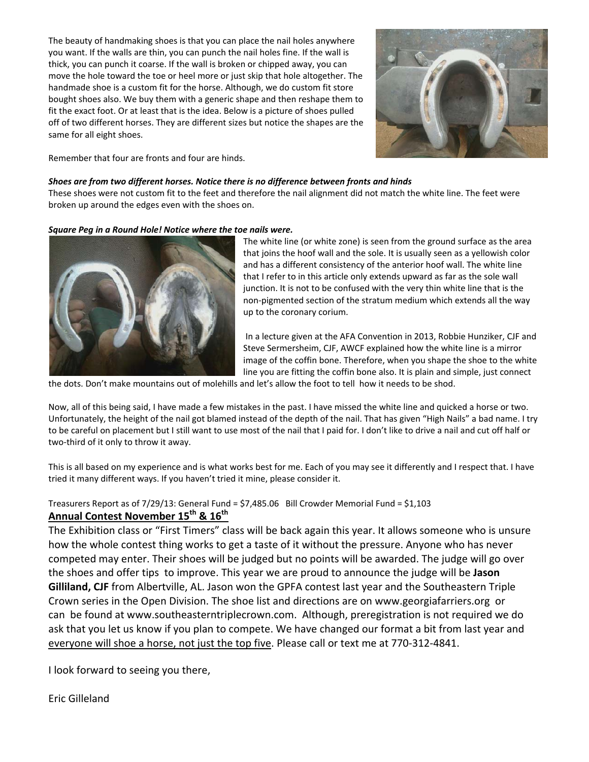The beauty of handmaking shoes is that you can place the nail holes anywhere you want. If the walls are thin, you can punch the nail holes fine. If the wall is thick, you can punch it coarse. If the wall is broken or chipped away, you can move the hole toward the toe or heel more or just skip that hole altogether. The handmade shoe is a custom fit for the horse. Although, we do custom fit store bought shoes also. We buy them with a generic shape and then reshape them to fit the exact foot. Or at least that is the idea. Below is a picture of shoes pulled off of two different horses. They are different sizes but notice the shapes are the same for all eight shoes.

Remember that four are fronts and four are hinds.

***Shoes are from two different horses. Notice there is no difference between fronts and hinds***

These shoes were not custom fit to the feet and therefore the nail alignment did not match the white line. The feet were broken up around the edges even with the shoes on.

***Square Peg in a Round Hole! Notice where the toe nails were.***

The white line (or white zone) is seen from the ground surface as the area that joins the hoof wall and the sole. It is usually seen as a yellowish color and has a different consistency of the anterior hoof wall. The white line that I refer to in this article only extends upward as far as the sole wall junction. It is not to be confused with the very thin white line that is the non-pigmented section of the stratum medium which extends all the way up to the coronary corium.

In a lecture given at the AFA Convention in 2013, Robbie Hunziker, CJF and Steve Sermersheim, CJF, AWCF explained how the white line is a mirror image of the coffin bone. Therefore, when you shape the shoe to the white line you are fitting the coffin bone also. It is plain and simple, just connect the dots. Don't make mountains out of molehills and let's allow the foot to tell how it needs to be shod.

Now, all of this being said, I have made a few mistakes in the past. I have missed the white line and quicked a horse or two. Unfortunately, the height of the nail got blamed instead of the depth of the nail. That has given "High Nails" a bad name. I try to be careful on placement but I still want to use most of the nail that I paid for. I don't like to drive a nail and cut off half or two-third of it only to throw it away.

This is all based on my experience and is what works best for me. Each of you may see it differently and I respect that. I have tried it many different ways. If you haven't tried it mine, please consider it.

Treasurers Report as of 7/29/13: General Fund = $7,485.06 Bill Crowder Memorial Fund = $1,103

## **Annual Contest November 15th & 16th**

The Exhibition class or "First Timers" class will be back again this year. It allows someone who is unsure how the whole contest thing works to get a taste of it without the pressure. Anyone who has never competed may enter. Their shoes will be judged but no points will be awarded. The judge will go over the shoes and offer tips to improve. This year we are proud to announce the judge will be **Jason Gilliland, CJF** from Albertville, AL. Jason won the GPFA contest last year and the Southeastern Triple Crown series in the Open Division. The shoe list and directions are on www.georgiafarriers.org or can be found at www.southeasterntriplecrown.com. Although, preregistration is not required we do ask that you let us know if you plan to compete. We have changed our format a bit from last year and everyone will shoe a horse, not just the top five. Please call or text me at 770-312-4841.

I look forward to seeing you there,

Eric Gilleland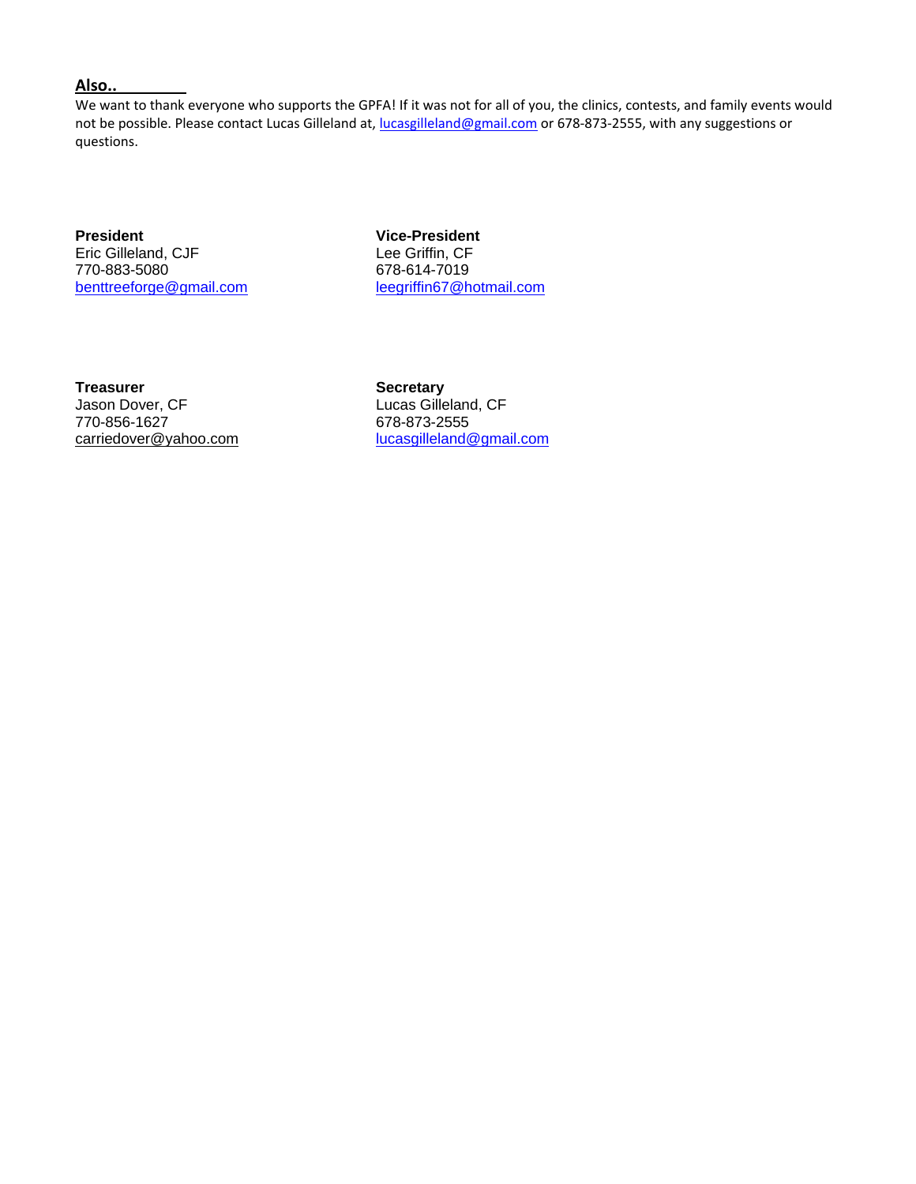## Also..

We want to thank everyone who supports the GPFA! If it was not for all of you, the clinics, contests, and family events would not be possible. Please contact Lucas Gilleland at, lucasgilleland@gmail.com or 678-873-2555, with any suggestions or questions.

**President**
Eric Gilleland, CJF
770-883-5080
benttreeforge@gmail.com

**Vice-President**
Lee Griffin, CF
678-614-7019
leegriffin67@hotmail.com

**Treasurer**
Jason Dover, CF
770-856-1627
carriedover@yahoo.com

**Secretary**
Lucas Gilleland, CF
678-873-2555
lucasgilleland@gmail.com